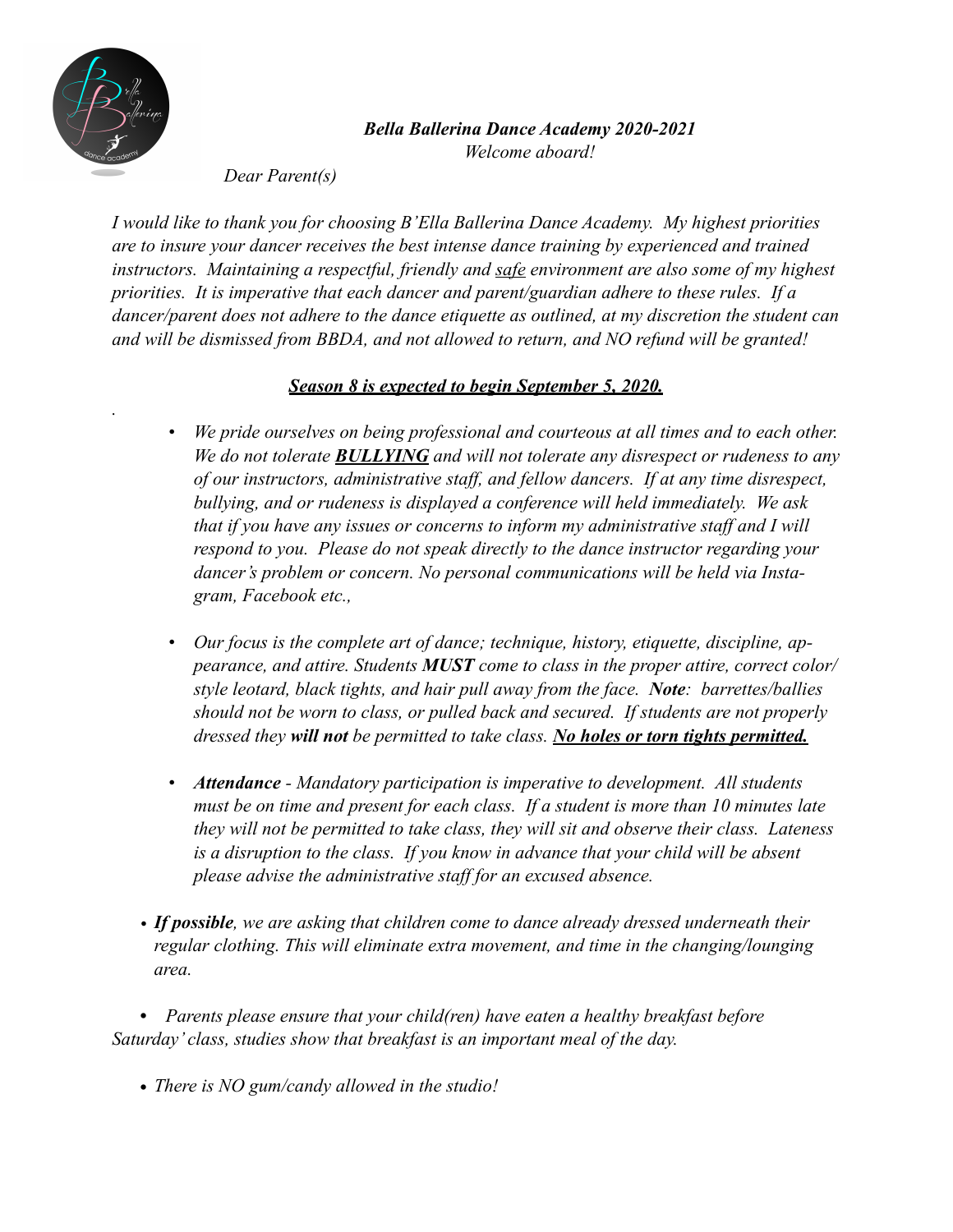*Bella Ballerina Dance Academy 2020-2021*
*Welcome aboard!*

*Dear Parent(s)*

*I would like to thank you for choosing B'Ella Ballerina Dance Academy. My highest priorities are to insure your dancer receives the best intense dance training by experienced and trained instructors. Maintaining a respectful, friendly and safe environment are also some of my highest priorities. It is imperative that each dancer and parent/guardian adhere to these rules. If a dancer/parent does not adhere to the dance etiquette as outlined, at my discretion the student can and will be dismissed from BBDA, and not allowed to return, and NO refund will be granted!*

***Season 8 is expected to begin September 5, 2020.***

- *We pride ourselves on being professional and courteous at all times and to each other. We do not tolerate* ***BULLYING*** *and will not tolerate any disrespect or rudeness to any of our instructors, administrative staff, and fellow dancers. If at any time disrespect, bullying, and or rudeness is displayed a conference will held immediately. We ask that if you have any issues or concerns to inform my administrative staff and I will respond to you. Please do not speak directly to the dance instructor regarding your dancer's problem or concern. No personal communications will be held via Instagram, Facebook etc.,*

- *Our focus is the complete art of dance; technique, history, etiquette, discipline, appearance, and attire. Students* ***MUST*** *come to class in the proper attire, correct color/style leotard, black tights, and hair pull away from the face.* ***Note****: barrettes/ballies should not be worn to class, or pulled back and secured. If students are not properly dressed they* ***will not*** *be permitted to take class.* ***No holes or torn tights permitted.***

- ***Attendance*** *- Mandatory participation is imperative to development. All students must be on time and present for each class. If a student is more than 10 minutes late they will not be permitted to take class, they will sit and observe their class. Lateness is a disruption to the class. If you know in advance that your child will be absent please advise the administrative staff for an excused absence.*

- ***If possible****, we are asking that children come to dance already dressed underneath their regular clothing. This will eliminate extra movement, and time in the changing/lounging area.*

- *Parents please ensure that your child(ren) have eaten a healthy breakfast before Saturday' class, studies show that breakfast is an important meal of the day.*

- *There is NO gum/candy allowed in the studio!*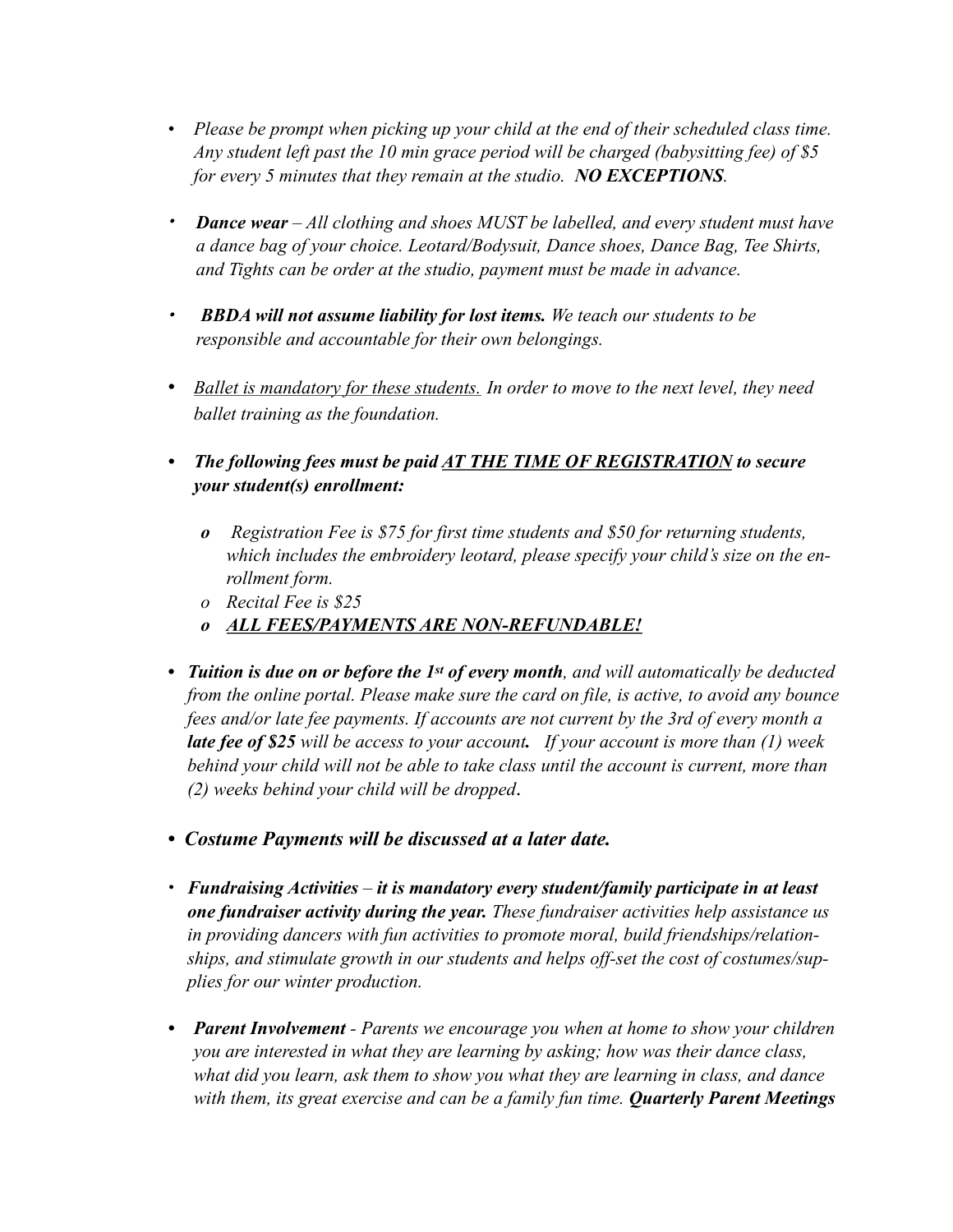- *Please be prompt when picking up your child at the end of their scheduled class time. Any student left past the 10 min grace period will be charged (babysitting fee) of $5 for every 5 minutes that they remain at the studio. **NO EXCEPTIONS**.*

- ***Dance wear** – All clothing and shoes MUST be labelled, and every student must have a dance bag of your choice. Leotard/Bodysuit, Dance shoes, Dance Bag, Tee Shirts, and Tights can be order at the studio, payment must be made in advance.*

- ***BBDA will not assume liability for lost items.** We teach our students to be responsible and accountable for their own belongings.*

- *<u>Ballet is mandatory for these students.</u> In order to move to the next level, they need ballet training as the foundation.*

- ***The following fees must be paid <u>AT THE TIME OF REGISTRATION</u> to secure your student(s) enrollment:***
  - *Registration Fee is $75 for first time students and $50 for returning students, which includes the embroidery leotard, please specify your child's size on the enrollment form.*
  - *Recital Fee is $25*
  - ***<u>ALL FEES/PAYMENTS ARE NON-REFUNDABLE!</u>***

- ***Tuition is due on or before the 1st of every month**, and will automatically be deducted from the online portal. Please make sure the card on file, is active, to avoid any bounce fees and/or late fee payments. If accounts are not current by the 3rd of every month a **late fee of $25** will be access to your account. If your account is more than (1) week behind your child will not be able to take class until the account is current, more than (2) weeks behind your child will be dropped.*

- ***Costume Payments will be discussed at a later date.***

- ***Fundraising Activities** – **it is mandatory every student/family participate in at least one fundraiser activity during the year.** These fundraiser activities help assistance us in providing dancers with fun activities to promote moral, build friendships/relationships, and stimulate growth in our students and helps off-set the cost of costumes/supplies for our winter production.*

- ***Parent Involvement** - Parents we encourage you when at home to show your children you are interested in what they are learning by asking; how was their dance class, what did you learn, ask them to show you what they are learning in class, and dance with them, its great exercise and can be a family fun time. **Quarterly Parent Meetings***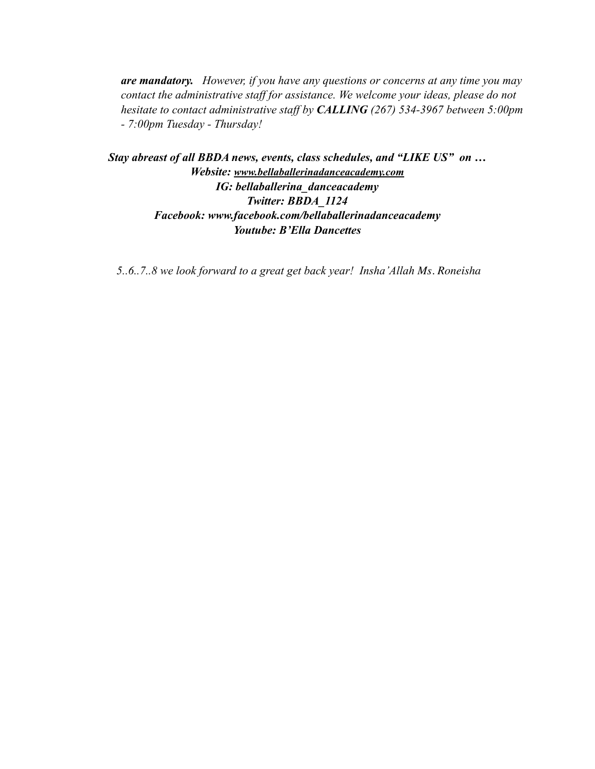***are mandatory.*** *However, if you have any questions or concerns at any time you may contact the administrative staff for assistance. We welcome your ideas, please do not hesitate to contact administrative staff by **CALLING** (267) 534-3967 between 5:00pm - 7:00pm Tuesday - Thursday!*

***Stay abreast of all BBDA news, events, class schedules, and "LIKE US" on …***
***Website: [www.bellaballerinadanceacademy.com](http://www.bellaballerinadanceacademy.com)***
***IG: bellaballerina_danceacademy***
***Twitter: BBDA_1124***
***Facebook: www.facebook.com/bellaballerinadanceacademy***
***Youtube: B'Ella Dancettes***

*5..6..7..8 we look forward to a great get back year! Insha'Allah Ms. Roneisha*